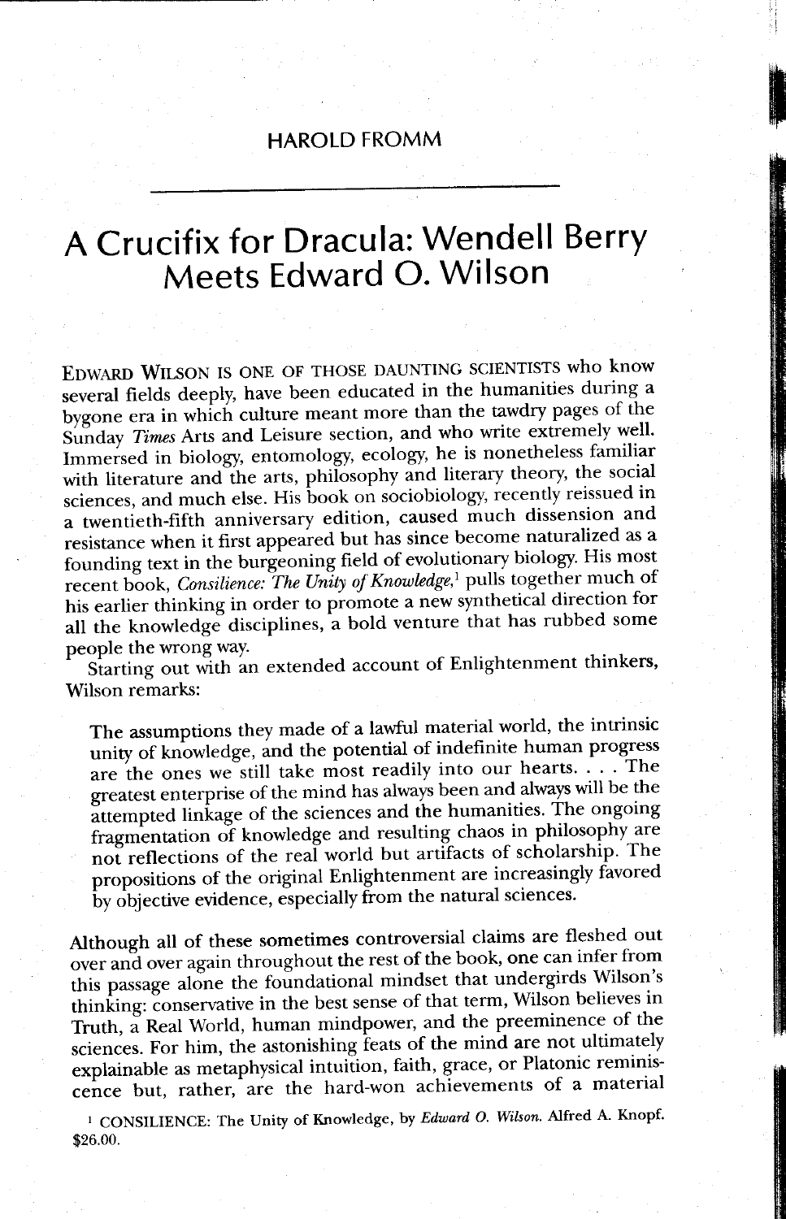HAROLD FROMM

# A Crucifix for Dracula: Wendell Berry Meets Edward O. Wilson

EDWARD WILSON IS ONE OF THOSE DAUNTING SCIENTISTS who know several fields deeply, have been educated in the humanities during a bygone era in which culture meant more than the tawdry pages of the Sunday *Times* Arts and Leisure section, and who write extremely well. Immersed in biology, entomology, ecology, he is nonetheless familiar with literature and the arts, philosophy and literary theory, the social sciences, and much else. His book on sociobiology, recently reissued in a twentieth-fifth anniversary edition, caused much dissension and resistance when it first appeared but has since become naturalized as a founding text in the burgeoning field of evolutionary biology. His most recent book, *Consilience: The Unity of Knowledge,*[1] pulls together much of his earlier thinking in order to promote a new synthetical direction for all the knowledge disciplines, a bold venture that has rubbed some people the wrong way.

Starting out with an extended account of Enlightenment thinkers, Wilson remarks:

> The assumptions they made of a lawful material world, the intrinsic unity of knowledge, and the potential of indefinite human progress are the ones we still take most readily into our hearts. . . . The greatest enterprise of the mind has always been and always will be the attempted linkage of the sciences and the humanities. The ongoing fragmentation of knowledge and resulting chaos in philosophy are not reflections of the real world but artifacts of scholarship. The propositions of the original Enlightenment are increasingly favored by objective evidence, especially from the natural sciences.

Although all of these sometimes controversial claims are fleshed out over and over again throughout the rest of the book, one can infer from this passage alone the foundational mindset that undergirds Wilson's thinking: conservative in the best sense of that term, Wilson believes in Truth, a Real World, human mindpower, and the preeminence of the sciences. For him, the astonishing feats of the mind are not ultimately explainable as metaphysical intuition, faith, grace, or Platonic reminiscence but, rather, are the hard-won achievements of a material

[1] CONSILIENCE: The Unity of Knowledge, by *Edward O. Wilson.* Alfred A. Knopf. $26.00.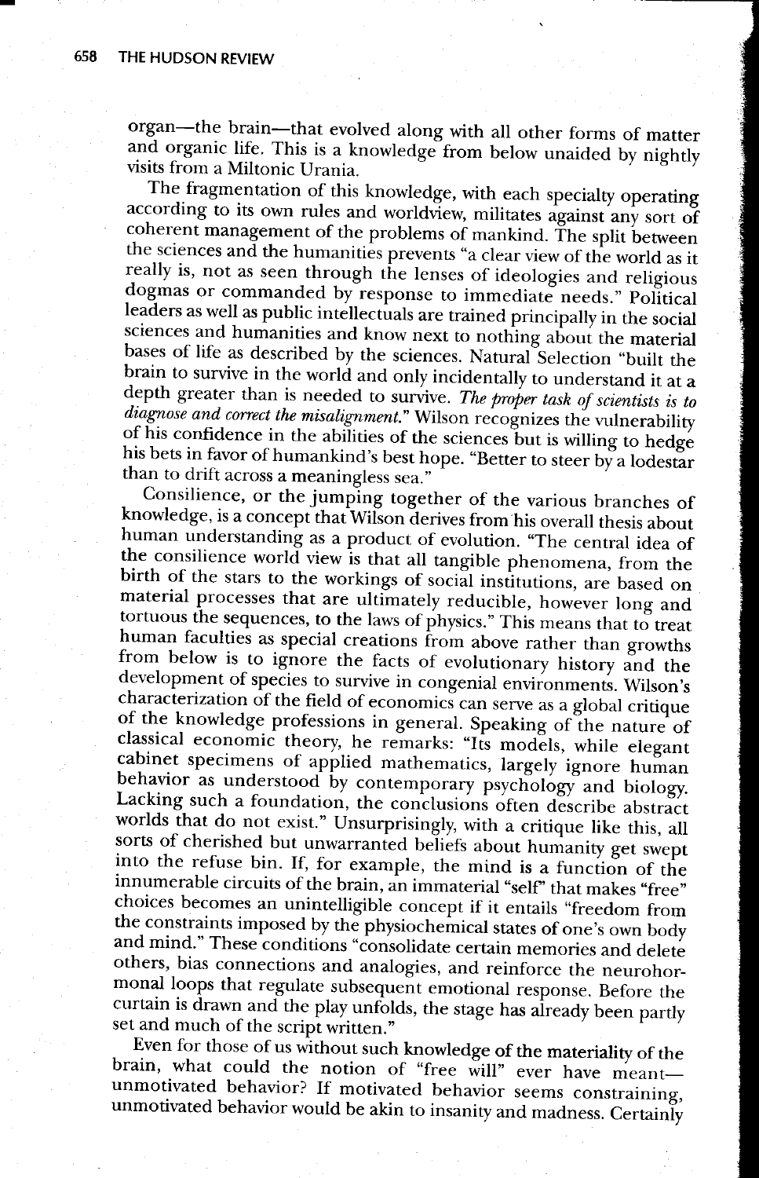organ—the brain—that evolved along with all other forms of matter and organic life. This is a knowledge from below unaided by nightly visits from a Miltonic Urania.

The fragmentation of this knowledge, with each specialty operating according to its own rules and worldview, militates against any sort of coherent management of the problems of mankind. The split between the sciences and the humanities prevents "a clear view of the world as it really is, not as seen through the lenses of ideologies and religious dogmas or commanded by response to immediate needs." Political leaders as well as public intellectuals are trained principally in the social sciences and humanities and know next to nothing about the material bases of life as described by the sciences. Natural Selection "built the brain to survive in the world and only incidentally to understand it at a depth greater than is needed to survive. *The proper task of scientists is to diagnose and correct the misalignment.*" Wilson recognizes the vulnerability of his confidence in the abilities of the sciences but is willing to hedge his bets in favor of humankind's best hope. "Better to steer by a lodestar than to drift across a meaningless sea."

Consilience, or the jumping together of the various branches of knowledge, is a concept that Wilson derives from his overall thesis about human understanding as a product of evolution. "The central idea of the consilience world view is that all tangible phenomena, from the birth of the stars to the workings of social institutions, are based on material processes that are ultimately reducible, however long and tortuous the sequences, to the laws of physics." This means that to treat human faculties as special creations from above rather than growths from below is to ignore the facts of evolutionary history and the development of species to survive in congenial environments. Wilson's characterization of the field of economics can serve as a global critique of the knowledge professions in general. Speaking of the nature of classical economic theory, he remarks: "Its models, while elegant cabinet specimens of applied mathematics, largely ignore human behavior as understood by contemporary psychology and biology. Lacking such a foundation, the conclusions often describe abstract worlds that do not exist." Unsurprisingly, with a critique like this, all sorts of cherished but unwarranted beliefs about humanity get swept into the refuse bin. If, for example, the mind is a function of the innumerable circuits of the brain, an immaterial "self" that makes "free" choices becomes an unintelligible concept if it entails "freedom from the constraints imposed by the physiochemical states of one's own body and mind." These conditions "consolidate certain memories and delete others, bias connections and analogies, and reinforce the neurohormonal loops that regulate subsequent emotional response. Before the curtain is drawn and the play unfolds, the stage has already been partly set and much of the script written."

Even for those of us without such knowledge of the materiality of the brain, what could the notion of "free will" ever have meant—unmotivated behavior? If motivated behavior seems constraining, unmotivated behavior would be akin to insanity and madness. Certainly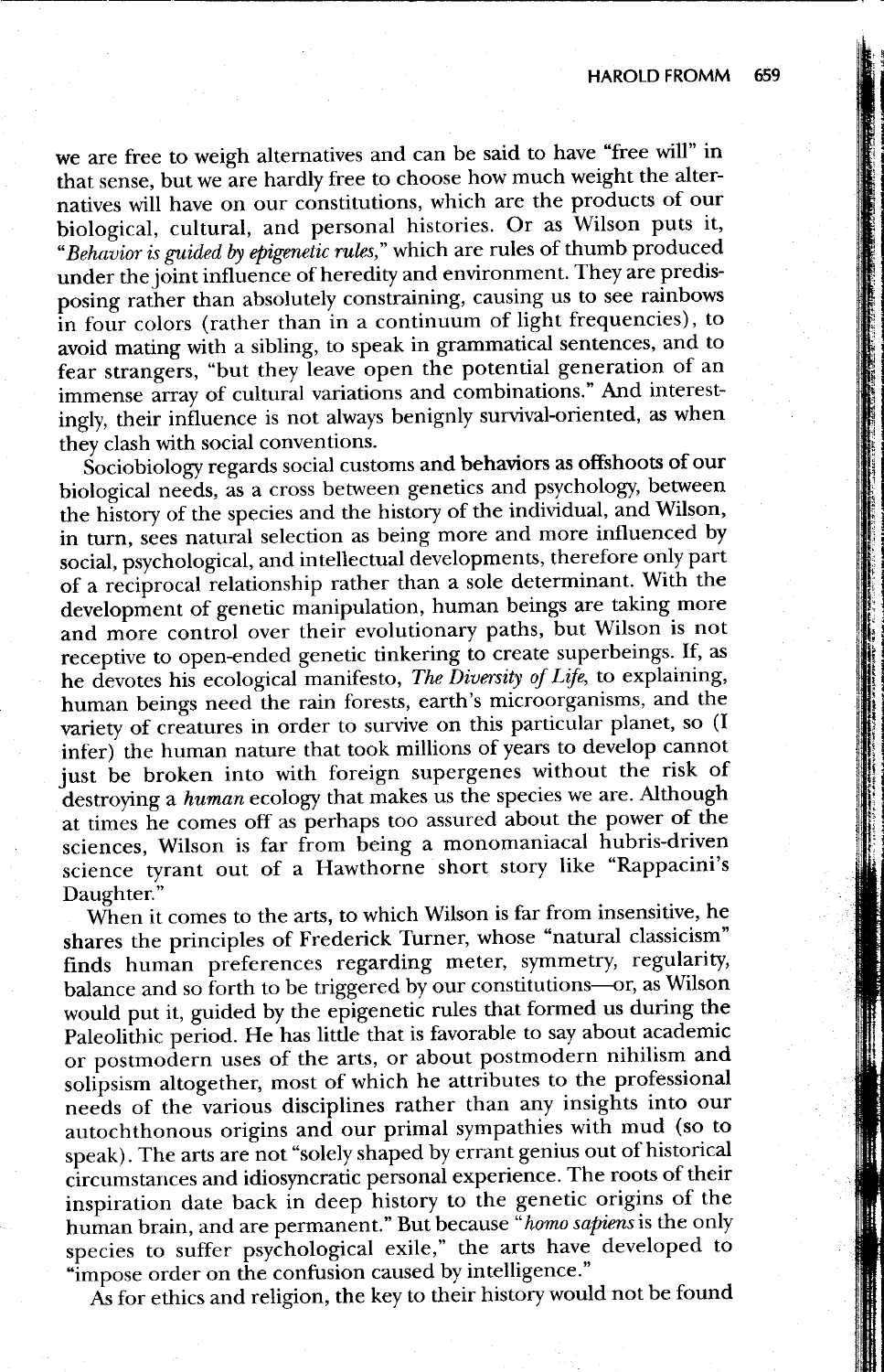we are free to weigh alternatives and can be said to have "free will" in that sense, but we are hardly free to choose how much weight the alternatives will have on our constitutions, which are the products of our biological, cultural, and personal histories. Or as Wilson puts it, "*Behavior is guided by epigenetic rules,*" which are rules of thumb produced under the joint influence of heredity and environment. They are predisposing rather than absolutely constraining, causing us to see rainbows in four colors (rather than in a continuum of light frequencies), to avoid mating with a sibling, to speak in grammatical sentences, and to fear strangers, "but they leave open the potential generation of an immense array of cultural variations and combinations." And interestingly, their influence is not always benignly survival-oriented, as when they clash with social conventions.

Sociobiology regards social customs and behaviors as offshoots of our biological needs, as a cross between genetics and psychology, between the history of the species and the history of the individual, and Wilson, in turn, sees natural selection as being more and more influenced by social, psychological, and intellectual developments, therefore only part of a reciprocal relationship rather than a sole determinant. With the development of genetic manipulation, human beings are taking more and more control over their evolutionary paths, but Wilson is not receptive to open-ended genetic tinkering to create superbeings. If, as he devotes his ecological manifesto, *The Diversity of Life,* to explaining, human beings need the rain forests, earth's microorganisms, and the variety of creatures in order to survive on this particular planet, so (I infer) the human nature that took millions of years to develop cannot just be broken into with foreign supergenes without the risk of destroying a *human* ecology that makes us the species we are. Although at times he comes off as perhaps too assured about the power of the sciences, Wilson is far from being a monomaniacal hubris-driven science tyrant out of a Hawthorne short story like "Rappacini's Daughter."

When it comes to the arts, to which Wilson is far from insensitive, he shares the principles of Frederick Turner, whose "natural classicism" finds human preferences regarding meter, symmetry, regularity, balance and so forth to be triggered by our constitutions—or, as Wilson would put it, guided by the epigenetic rules that formed us during the Paleolithic period. He has little that is favorable to say about academic or postmodern uses of the arts, or about postmodern nihilism and solipsism altogether, most of which he attributes to the professional needs of the various disciplines rather than any insights into our autochthonous origins and our primal sympathies with mud (so to speak). The arts are not "solely shaped by errant genius out of historical circumstances and idiosyncratic personal experience. The roots of their inspiration date back in deep history to the genetic origins of the human brain, and are permanent." But because "*homo sapiens* is the only species to suffer psychological exile," the arts have developed to "impose order on the confusion caused by intelligence."

As for ethics and religion, the key to their history would not be found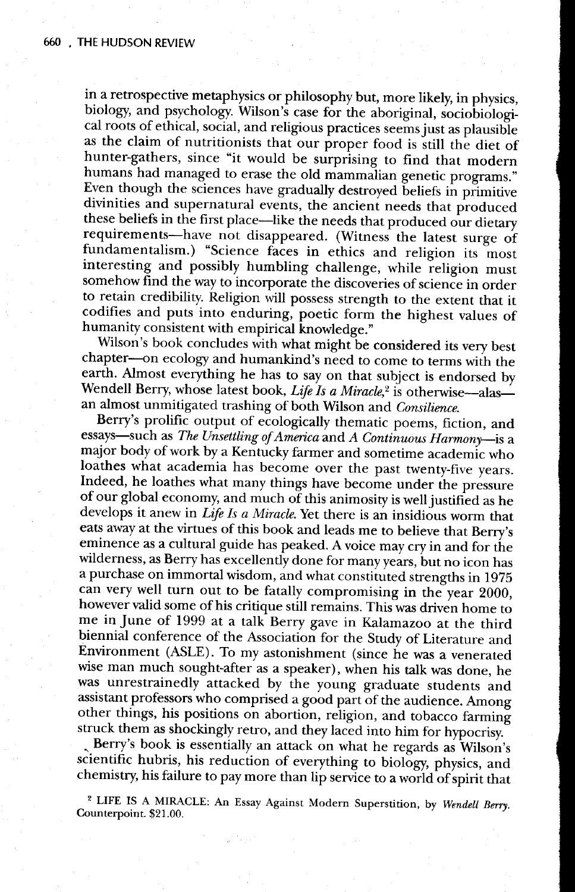in a retrospective metaphysics or philosophy but, more likely, in physics, biology, and psychology. Wilson's case for the aboriginal, sociobiological roots of ethical, social, and religious practices seems just as plausible as the claim of nutritionists that our proper food is still the diet of hunter-gathers, since "it would be surprising to find that modern humans had managed to erase the old mammalian genetic programs." Even though the sciences have gradually destroyed beliefs in primitive divinities and supernatural events, the ancient needs that produced these beliefs in the first place—like the needs that produced our dietary requirements—have not disappeared. (Witness the latest surge of fundamentalism.) "Science faces in ethics and religion its most interesting and possibly humbling challenge, while religion must somehow find the way to incorporate the discoveries of science in order to retain credibility. Religion will possess strength to the extent that it codifies and puts into enduring, poetic form the highest values of humanity consistent with empirical knowledge."

Wilson's book concludes with what might be considered its very best chapter—on ecology and humankind's need to come to terms with the earth. Almost everything he has to say on that subject is endorsed by Wendell Berry, whose latest book, *Life Is a Miracle*,[2] is otherwise—alas—an almost unmitigated trashing of both Wilson and *Consilience*.

Berry's prolific output of ecologically thematic poems, fiction, and essays—such as *The Unsettling of America* and *A Continuous Harmony*—is a major body of work by a Kentucky farmer and sometime academic who loathes what academia has become over the past twenty-five years. Indeed, he loathes what many things have become under the pressure of our global economy, and much of this animosity is well justified as he develops it anew in *Life Is a Miracle*. Yet there is an insidious worm that eats away at the virtues of this book and leads me to believe that Berry's eminence as a cultural guide has peaked. A voice may cry in and for the wilderness, as Berry has excellently done for many years, but no icon has a purchase on immortal wisdom, and what constituted strengths in 1975 can very well turn out to be fatally compromising in the year 2000, however valid some of his critique still remains. This was driven home to me in June of 1999 at a talk Berry gave in Kalamazoo at the third biennial conference of the Association for the Study of Literature and Environment (ASLE). To my astonishment (since he was a venerated wise man much sought-after as a speaker), when his talk was done, he was unrestrainedly attacked by the young graduate students and assistant professors who comprised a good part of the audience. Among other things, his positions on abortion, religion, and tobacco farming struck them as shockingly retro, and they laced into him for hypocrisy.

Berry's book is essentially an attack on what he regards as Wilson's scientific hubris, his reduction of everything to biology, physics, and chemistry, his failure to pay more than lip service to a world of spirit that

[2] LIFE IS A MIRACLE: An Essay Against Modern Superstition, by *Wendell Berry*. Counterpoint. $21.00.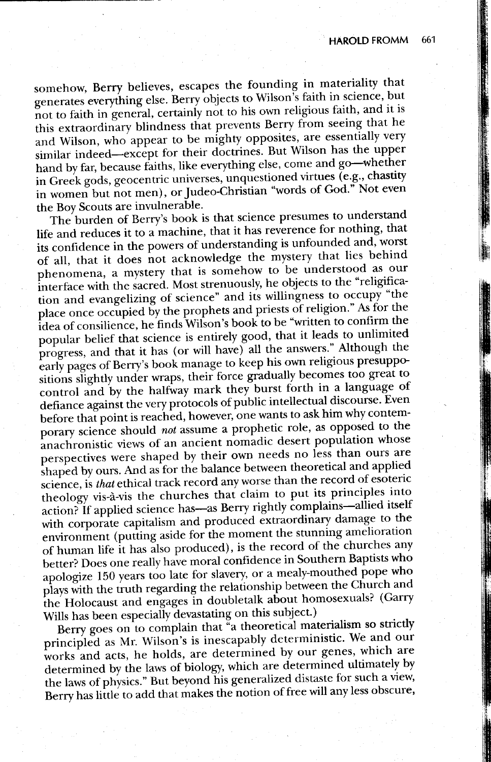somehow, Berry believes, escapes the founding in materiality that generates everything else. Berry objects to Wilson's faith in science, but not to faith in general, certainly not to his own religious faith, and it is this extraordinary blindness that prevents Berry from seeing that he and Wilson, who appear to be mighty opposites, are essentially very similar indeed—except for their doctrines. But Wilson has the upper hand by far, because faiths, like everything else, come and go—whether in Greek gods, geocentric universes, unquestioned virtues (e.g., chastity in women but not men), or Judeo-Christian "words of God." Not even the Boy Scouts are invulnerable.

The burden of Berry's book is that science presumes to understand life and reduces it to a machine, that it has reverence for nothing, that its confidence in the powers of understanding is unfounded and, worst of all, that it does not acknowledge the mystery that lies behind phenomena, a mystery that is somehow to be understood as our interface with the sacred. Most strenuously, he objects to the "religification and evangelizing of science" and its willingness to occupy "the place once occupied by the prophets and priests of religion." As for the idea of consilience, he finds Wilson's book to be "written to confirm the popular belief that science is entirely good, that it leads to unlimited progress, and that it has (or will have) all the answers." Although the early pages of Berry's book manage to keep his own religious presuppositions slightly under wraps, their force gradually becomes too great to control and by the halfway mark they burst forth in a language of defiance against the very protocols of public intellectual discourse. Even before that point is reached, however, one wants to ask him why contemporary science should *not* assume a prophetic role, as opposed to the anachronistic views of an ancient nomadic desert population whose perspectives were shaped by their own needs no less than ours are shaped by ours. And as for the balance between theoretical and applied science, is *that* ethical track record any worse than the record of esoteric theology vis-à-vis the churches that claim to put its principles into action? If applied science has—as Berry rightly complains—allied itself with corporate capitalism and produced extraordinary damage to the environment (putting aside for the moment the stunning amelioration of human life it has also produced), is the record of the churches any better? Does one really have moral confidence in Southern Baptists who apologize 150 years too late for slavery, or a mealy-mouthed pope who plays with the truth regarding the relationship between the Church and the Holocaust and engages in doubletalk about homosexuals? (Garry Wills has been especially devastating on this subject.)

Berry goes on to complain that "a theoretical materialism so strictly principled as Mr. Wilson's is inescapably deterministic. We and our works and acts, he holds, are determined by our genes, which are determined by the laws of biology, which are determined ultimately by the laws of physics." But beyond his generalized distaste for such a view, Berry has little to add that makes the notion of free will any less obscure,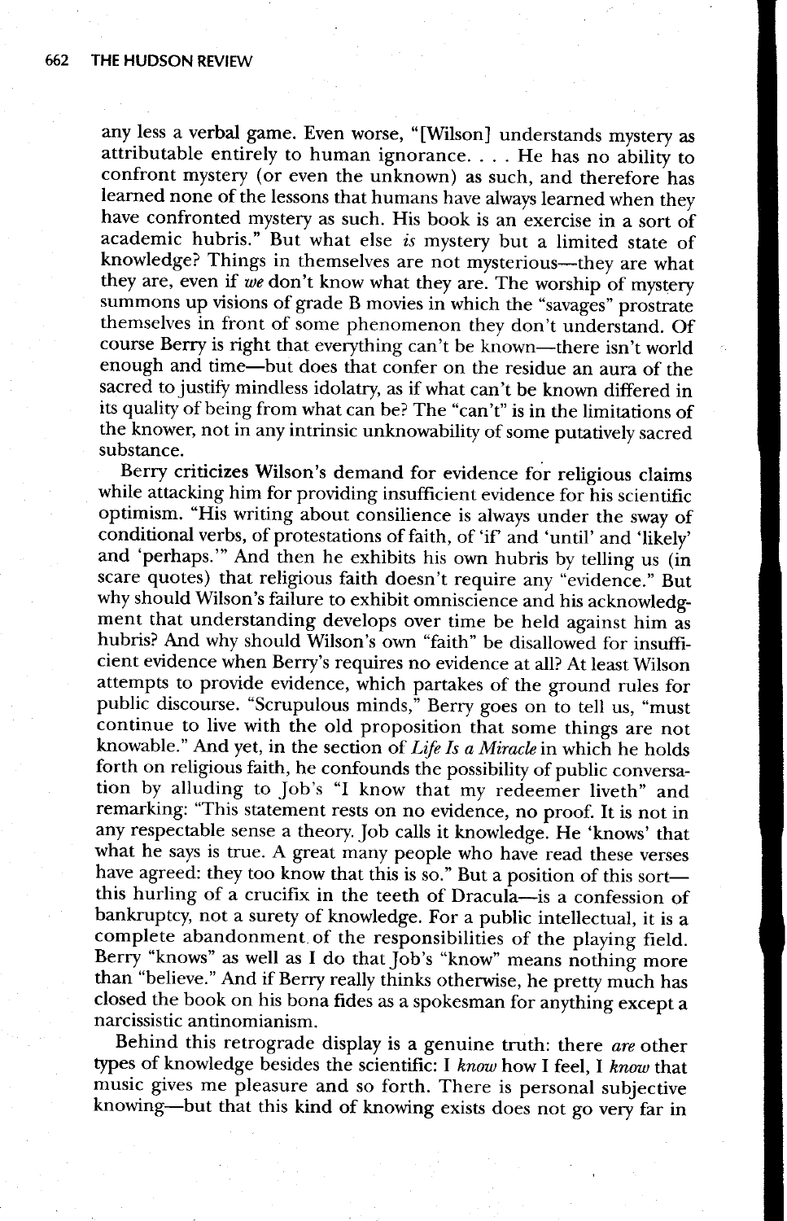any less a verbal game. Even worse, "[Wilson] understands mystery as attributable entirely to human ignorance. . . . He has no ability to confront mystery (or even the unknown) as such, and therefore has learned none of the lessons that humans have always learned when they have confronted mystery as such. His book is an exercise in a sort of academic hubris." But what else *is* mystery but a limited state of knowledge? Things in themselves are not mysterious—they are what they are, even if *we* don't know what they are. The worship of mystery summons up visions of grade B movies in which the "savages" prostrate themselves in front of some phenomenon they don't understand. Of course Berry is right that everything can't be known—there isn't world enough and time—but does that confer on the residue an aura of the sacred to justify mindless idolatry, as if what can't be known differed in its quality of being from what can be? The "can't" is in the limitations of the knower, not in any intrinsic unknowability of some putatively sacred substance.

Berry criticizes Wilson's demand for evidence for religious claims while attacking him for providing insufficient evidence for his scientific optimism. "His writing about consilience is always under the sway of conditional verbs, of protestations of faith, of 'if' and 'until' and 'likely' and 'perhaps.'" And then he exhibits his own hubris by telling us (in scare quotes) that religious faith doesn't require any "evidence." But why should Wilson's failure to exhibit omniscience and his acknowledgment that understanding develops over time be held against him as hubris? And why should Wilson's own "faith" be disallowed for insufficient evidence when Berry's requires no evidence at all? At least Wilson attempts to provide evidence, which partakes of the ground rules for public discourse. "Scrupulous minds," Berry goes on to tell us, "must continue to live with the old proposition that some things are not knowable." And yet, in the section of *Life Is a Miracle* in which he holds forth on religious faith, he confounds the possibility of public conversation by alluding to Job's "I know that my redeemer liveth" and remarking: "This statement rests on no evidence, no proof. It is not in any respectable sense a theory. Job calls it knowledge. He 'knows' that what he says is true. A great many people who have read these verses have agreed: they too know that this is so." But a position of this sort—this hurling of a crucifix in the teeth of Dracula—is a confession of bankruptcy, not a surety of knowledge. For a public intellectual, it is a complete abandonment of the responsibilities of the playing field. Berry "knows" as well as I do that Job's "know" means nothing more than "believe." And if Berry really thinks otherwise, he pretty much has closed the book on his bona fides as a spokesman for anything except a narcissistic antinomianism.

Behind this retrograde display is a genuine truth: there *are* other types of knowledge besides the scientific: I *know* how I feel, I *know* that music gives me pleasure and so forth. There is personal subjective knowing—but that this kind of knowing exists does not go very far in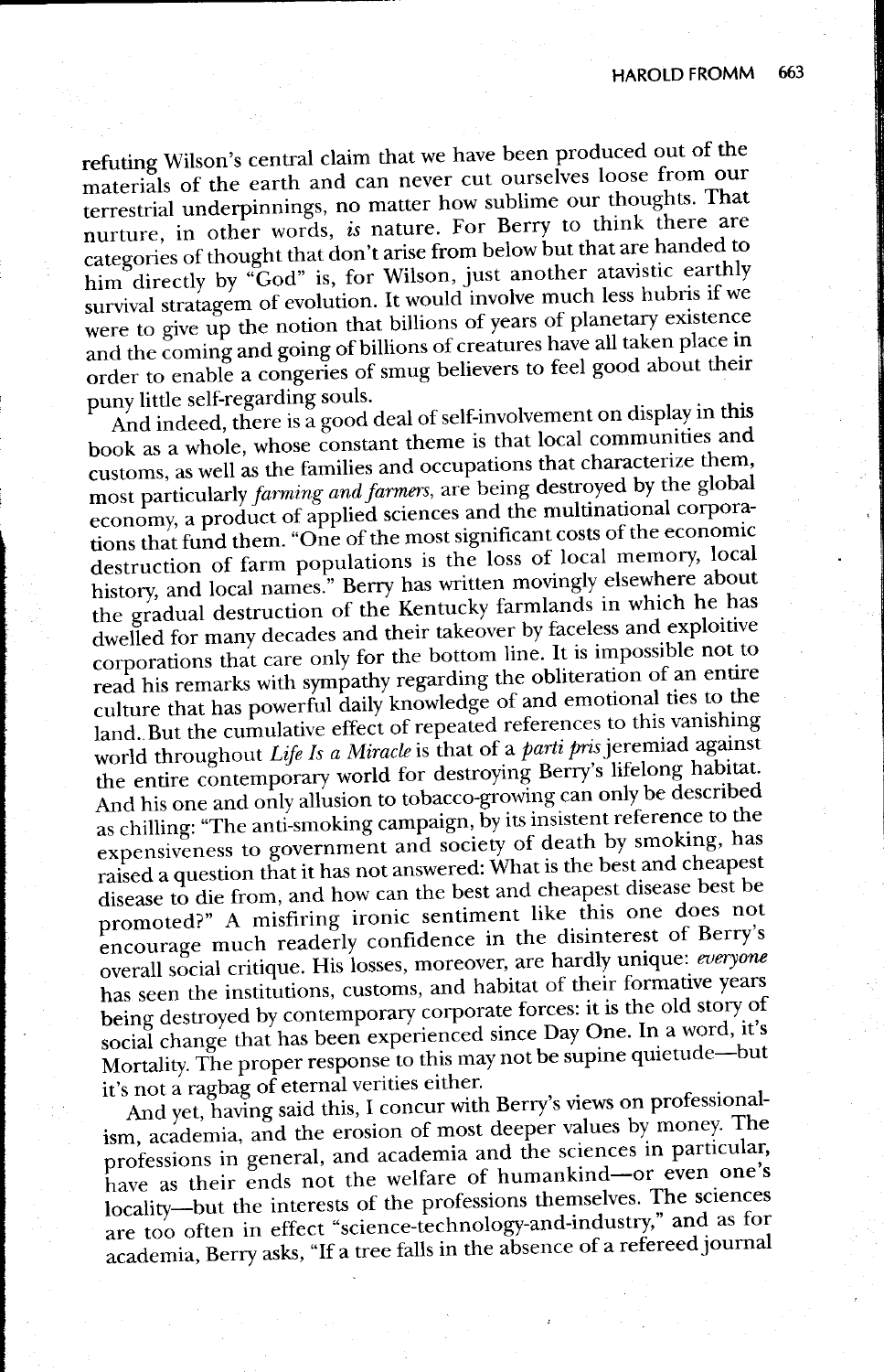refuting Wilson's central claim that we have been produced out of the materials of the earth and can never cut ourselves loose from our terrestrial underpinnings, no matter how sublime our thoughts. That nurture, in other words, *is* nature. For Berry to think there are categories of thought that don't arise from below but that are handed to him directly by "God" is, for Wilson, just another atavistic earthly survival stratagem of evolution. It would involve much less hubris if we were to give up the notion that billions of years of planetary existence and the coming and going of billions of creatures have all taken place in order to enable a congeries of smug believers to feel good about their puny little self-regarding souls.

And indeed, there is a good deal of self-involvement on display in this book as a whole, whose constant theme is that local communities and customs, as well as the families and occupations that characterize them, most particularly *farming and farmers*, are being destroyed by the global economy, a product of applied sciences and the multinational corporations that fund them. "One of the most significant costs of the economic destruction of farm populations is the loss of local memory, local history, and local names." Berry has written movingly elsewhere about the gradual destruction of the Kentucky farmlands in which he has dwelled for many decades and their takeover by faceless and exploitive corporations that care only for the bottom line. It is impossible not to read his remarks with sympathy regarding the obliteration of an entire culture that has powerful daily knowledge of and emotional ties to the land. But the cumulative effect of repeated references to this vanishing world throughout *Life Is a Miracle* is that of a *parti pris* jeremiad against the entire contemporary world for destroying Berry's lifelong habitat. And his one and only allusion to tobacco-growing can only be described as chilling: "The anti-smoking campaign, by its insistent reference to the expensiveness to government and society of death by smoking, has raised a question that it has not answered: What is the best and cheapest disease to die from, and how can the best and cheapest disease best be promoted?" A misfiring ironic sentiment like this one does not encourage much readerly confidence in the disinterest of Berry's overall social critique. His losses, moreover, are hardly unique: *everyone* has seen the institutions, customs, and habitat of their formative years being destroyed by contemporary corporate forces: it is the old story of social change that has been experienced since Day One. In a word, it's Mortality. The proper response to this may not be supine quietude—but it's not a ragbag of eternal verities either.

And yet, having said this, I concur with Berry's views on professionalism, academia, and the erosion of most deeper values by money. The professions in general, and academia and the sciences in particular, have as their ends not the welfare of humankind—or even one's locality—but the interests of the professions themselves. The sciences are too often in effect "science-technology-and-industry," and as for academia, Berry asks, "If a tree falls in the absence of a refereed journal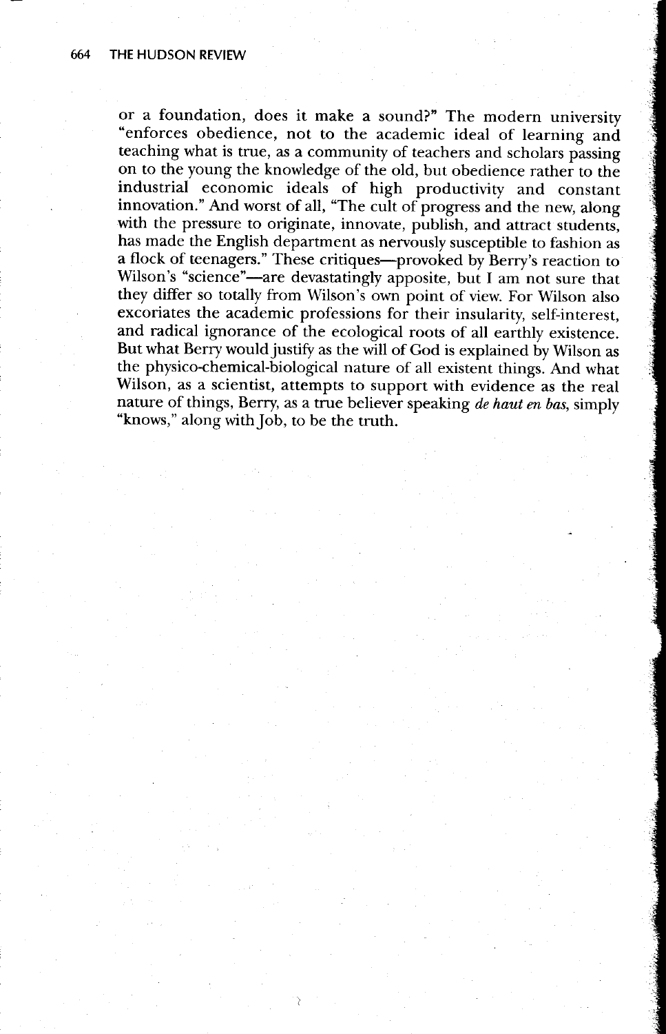or a foundation, does it make a sound?" The modern university "enforces obedience, not to the academic ideal of learning and teaching what is true, as a community of teachers and scholars passing on to the young the knowledge of the old, but obedience rather to the industrial economic ideals of high productivity and constant innovation." And worst of all, "The cult of progress and the new, along with the pressure to originate, innovate, publish, and attract students, has made the English department as nervously susceptible to fashion as a flock of teenagers." These critiques—provoked by Berry's reaction to Wilson's "science"—are devastatingly apposite, but I am not sure that they differ so totally from Wilson's own point of view. For Wilson also excoriates the academic professions for their insularity, self-interest, and radical ignorance of the ecological roots of all earthly existence. But what Berry would justify as the will of God is explained by Wilson as the physico-chemical-biological nature of all existent things. And what Wilson, as a scientist, attempts to support with evidence as the real nature of things, Berry, as a true believer speaking *de haut en bas*, simply "knows," along with Job, to be the truth.